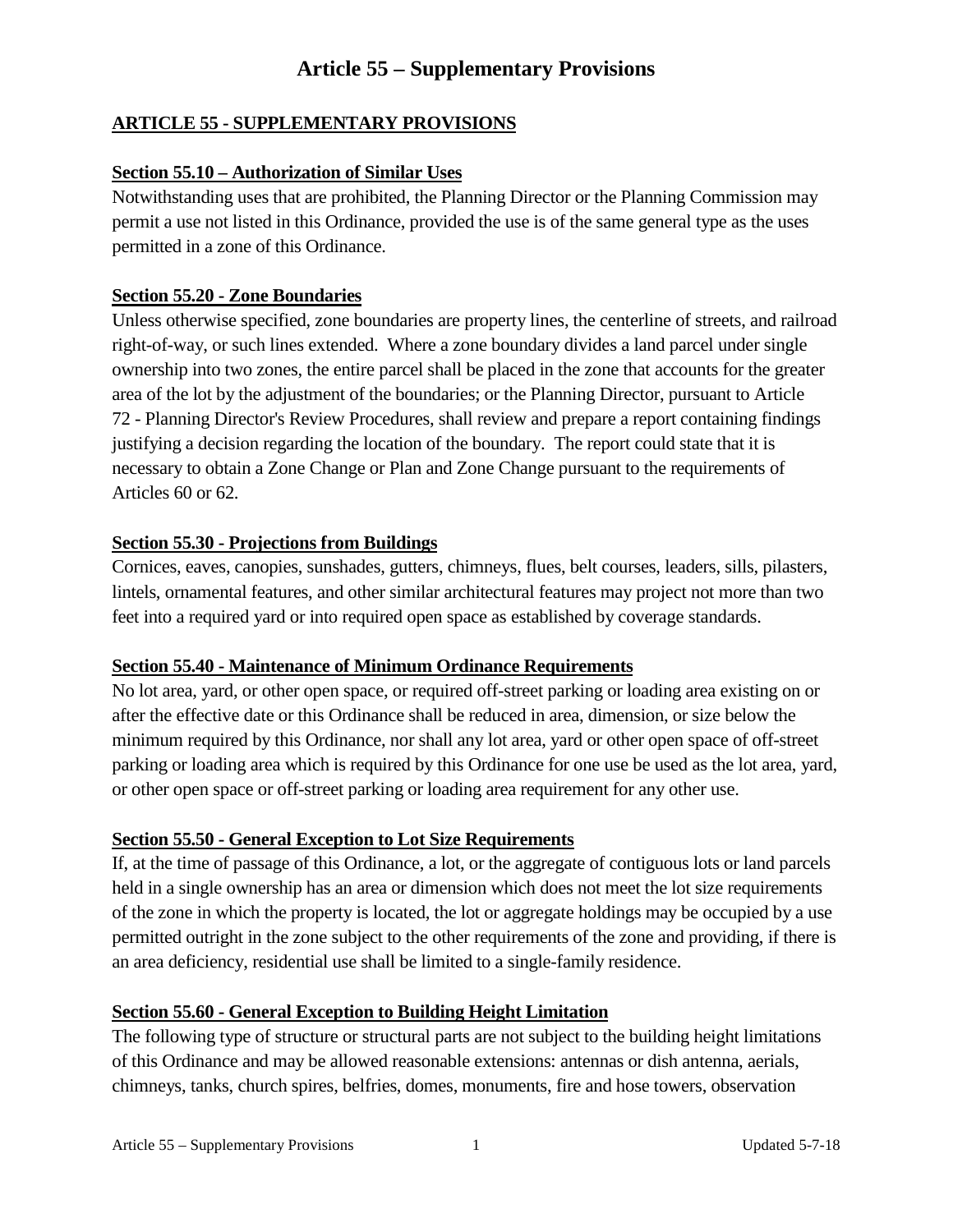# Article 55 – Supplementary Provisions

## ARTICLE 55 - SUPPLEMENTARY PROVISIONS

### Section 55.10 – Authorization of Similar Uses

Notwithstanding uses that are prohibited, the Planning Director or the Planning Commission may permit a use not listed in this Ordinance, provided the use is of the same general type as the uses permitted in a zone of this Ordinance.

### Section 55.20 - Zone Boundaries

Unless otherwise specified, zone boundaries are property lines, the centerline of streets, and railroad right-of-way, or such lines extended. Where a zone boundary divides a land parcel under single ownership into two zones, the entire parcel shall be placed in the zone that accounts for the greater area of the lot by the adjustment of the boundaries; or the Planning Director, pursuant to Article 72 - Planning Director's Review Procedures, shall review and prepare a report containing findings justifying a decision regarding the location of the boundary. The report could state that it is necessary to obtain a Zone Change or Plan and Zone Change pursuant to the requirements of Articles 60 or 62.

### Section 55.30 - Projections from Buildings

Cornices, eaves, canopies, sunshades, gutters, chimneys, flues, belt courses, leaders, sills, pilasters, lintels, ornamental features, and other similar architectural features may project not more than two feet into a required yard or into required open space as established by coverage standards.

### Section 55.40 - Maintenance of Minimum Ordinance Requirements

No lot area, yard, or other open space, or required off-street parking or loading area existing on or after the effective date or this Ordinance shall be reduced in area, dimension, or size below the minimum required by this Ordinance, nor shall any lot area, yard or other open space of off-street parking or loading area which is required by this Ordinance for one use be used as the lot area, yard, or other open space or off-street parking or loading area requirement for any other use.

### Section 55.50 - General Exception to Lot Size Requirements

If, at the time of passage of this Ordinance, a lot, or the aggregate of contiguous lots or land parcels held in a single ownership has an area or dimension which does not meet the lot size requirements of the zone in which the property is located, the lot or aggregate holdings may be occupied by a use permitted outright in the zone subject to the other requirements of the zone and providing, if there is an area deficiency, residential use shall be limited to a single-family residence.

### Section 55.60 - General Exception to Building Height Limitation

The following type of structure or structural parts are not subject to the building height limitations of this Ordinance and may be allowed reasonable extensions: antennas or dish antenna, aerials, chimneys, tanks, church spires, belfries, domes, monuments, fire and hose towers, observation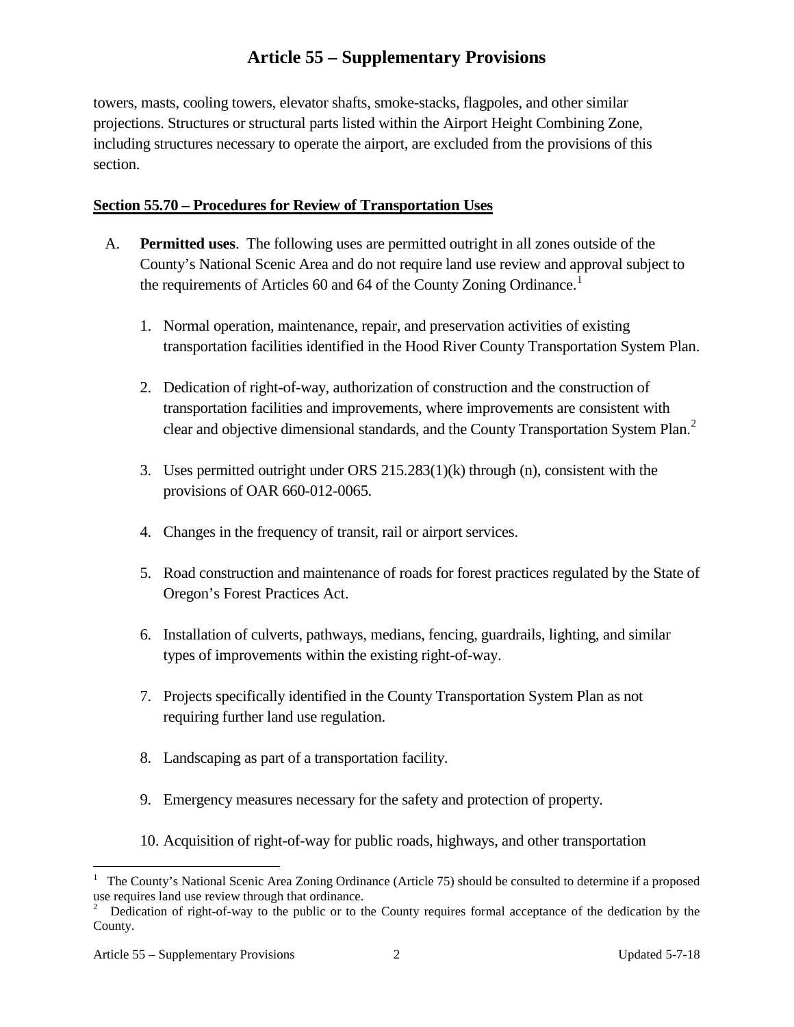towers, masts, cooling towers, elevator shafts, smoke-stacks, flagpoles, and other similar projections. Structures or structural parts listed within the Airport Height Combining Zone, including structures necessary to operate the airport, are excluded from the provisions of this section.

**Section 55.70 – Procedures for Review of Transportation Uses**

A. **Permitted uses**. The following uses are permitted outright in all zones outside of the County's National Scenic Area and do not require land use review and approval subject to the requirements of Articles 60 and 64 of the County Zoning Ordinance.[1]

1. Normal operation, maintenance, repair, and preservation activities of existing transportation facilities identified in the Hood River County Transportation System Plan.

2. Dedication of right-of-way, authorization of construction and the construction of transportation facilities and improvements, where improvements are consistent with clear and objective dimensional standards, and the County Transportation System Plan.[2]

3. Uses permitted outright under ORS 215.283(1)(k) through (n), consistent with the provisions of OAR 660-012-0065.

4. Changes in the frequency of transit, rail or airport services.

5. Road construction and maintenance of roads for forest practices regulated by the State of Oregon's Forest Practices Act.

6. Installation of culverts, pathways, medians, fencing, guardrails, lighting, and similar types of improvements within the existing right-of-way.

7. Projects specifically identified in the County Transportation System Plan as not requiring further land use regulation.

8. Landscaping as part of a transportation facility.

9. Emergency measures necessary for the safety and protection of property.

10. Acquisition of right-of-way for public roads, highways, and other transportation

---

[1] The County's National Scenic Area Zoning Ordinance (Article 75) should be consulted to determine if a proposed use requires land use review through that ordinance.

[2] Dedication of right-of-way to the public or to the County requires formal acceptance of the dedication by the County.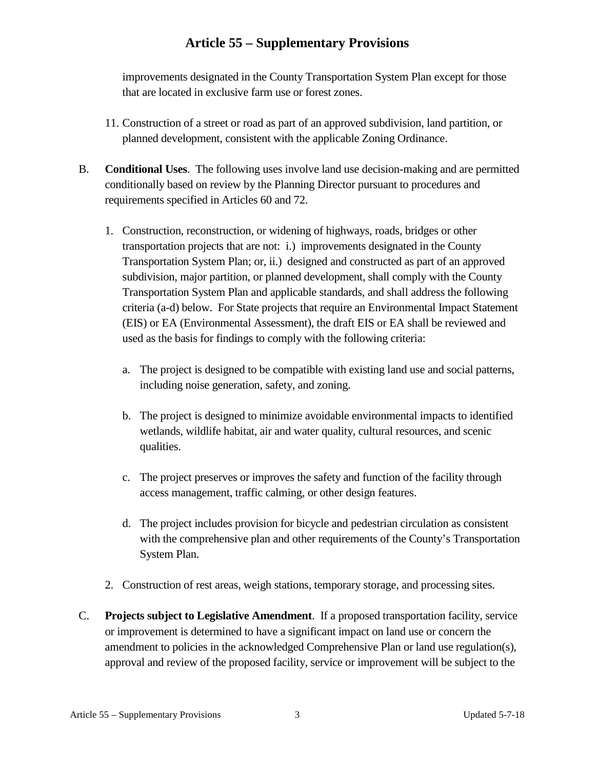improvements designated in the County Transportation System Plan except for those that are located in exclusive farm use or forest zones.

11. Construction of a street or road as part of an approved subdivision, land partition, or planned development, consistent with the applicable Zoning Ordinance.

B. **Conditional Uses**. The following uses involve land use decision-making and are permitted conditionally based on review by the Planning Director pursuant to procedures and requirements specified in Articles 60 and 72.

   1. Construction, reconstruction, or widening of highways, roads, bridges or other transportation projects that are not: i.) improvements designated in the County Transportation System Plan; or, ii.) designed and constructed as part of an approved subdivision, major partition, or planned development, shall comply with the County Transportation System Plan and applicable standards, and shall address the following criteria (a-d) below. For State projects that require an Environmental Impact Statement (EIS) or EA (Environmental Assessment), the draft EIS or EA shall be reviewed and used as the basis for findings to comply with the following criteria:

      a. The project is designed to be compatible with existing land use and social patterns, including noise generation, safety, and zoning.

      b. The project is designed to minimize avoidable environmental impacts to identified wetlands, wildlife habitat, air and water quality, cultural resources, and scenic qualities.

      c. The project preserves or improves the safety and function of the facility through access management, traffic calming, or other design features.

      d. The project includes provision for bicycle and pedestrian circulation as consistent with the comprehensive plan and other requirements of the County's Transportation System Plan.

   2. Construction of rest areas, weigh stations, temporary storage, and processing sites.

C. **Projects subject to Legislative Amendment**. If a proposed transportation facility, service or improvement is determined to have a significant impact on land use or concern the amendment to policies in the acknowledged Comprehensive Plan or land use regulation(s), approval and review of the proposed facility, service or improvement will be subject to the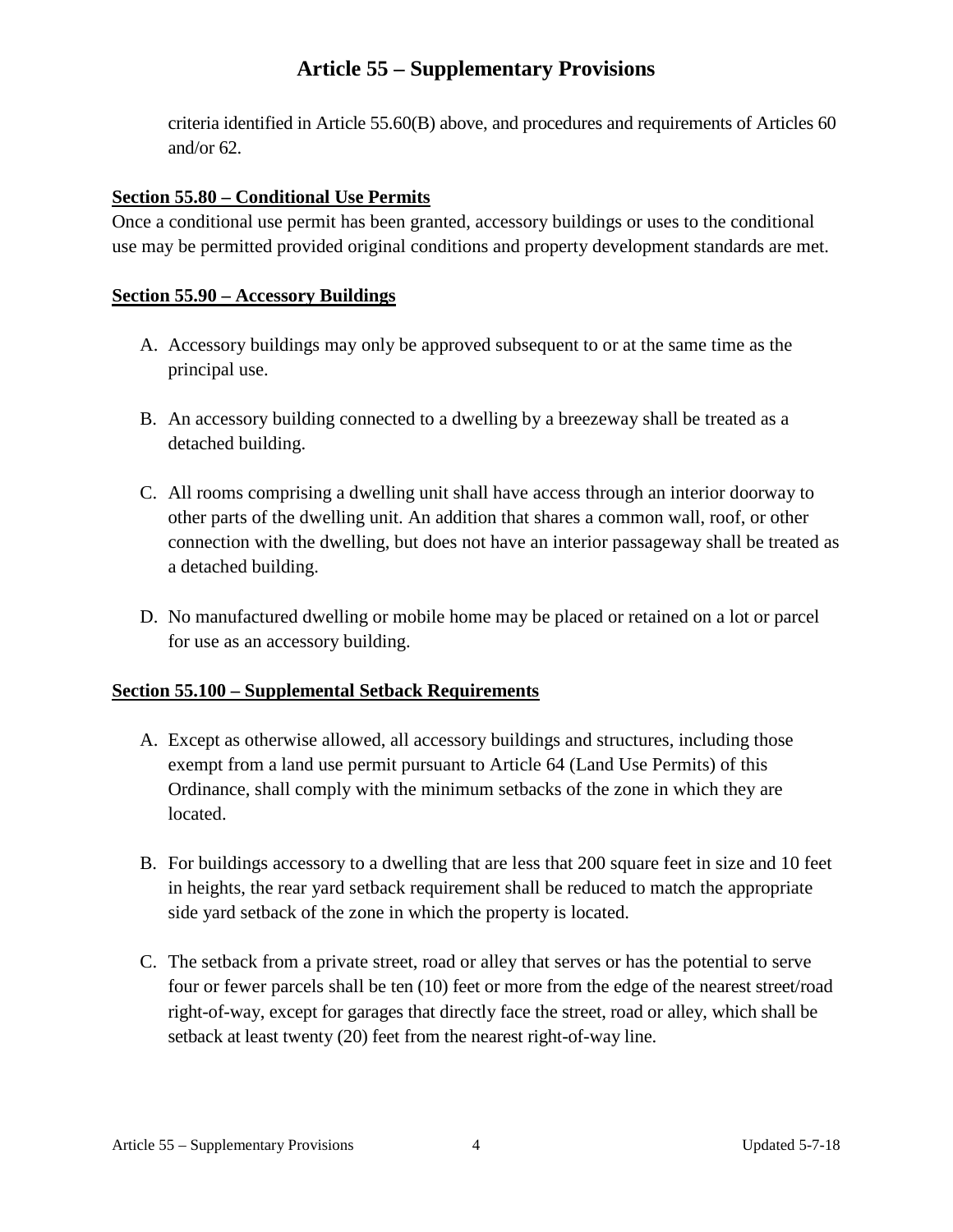criteria identified in Article 55.60(B) above, and procedures and requirements of Articles 60 and/or 62.

### Section 55.80 – Conditional Use Permits

Once a conditional use permit has been granted, accessory buildings or uses to the conditional use may be permitted provided original conditions and property development standards are met.

### Section 55.90 – Accessory Buildings

A. Accessory buildings may only be approved subsequent to or at the same time as the principal use.

B. An accessory building connected to a dwelling by a breezeway shall be treated as a detached building.

C. All rooms comprising a dwelling unit shall have access through an interior doorway to other parts of the dwelling unit. An addition that shares a common wall, roof, or other connection with the dwelling, but does not have an interior passageway shall be treated as a detached building.

D. No manufactured dwelling or mobile home may be placed or retained on a lot or parcel for use as an accessory building.

### Section 55.100 – Supplemental Setback Requirements

A. Except as otherwise allowed, all accessory buildings and structures, including those exempt from a land use permit pursuant to Article 64 (Land Use Permits) of this Ordinance, shall comply with the minimum setbacks of the zone in which they are located.

B. For buildings accessory to a dwelling that are less that 200 square feet in size and 10 feet in heights, the rear yard setback requirement shall be reduced to match the appropriate side yard setback of the zone in which the property is located.

C. The setback from a private street, road or alley that serves or has the potential to serve four or fewer parcels shall be ten (10) feet or more from the edge of the nearest street/road right-of-way, except for garages that directly face the street, road or alley, which shall be setback at least twenty (20) feet from the nearest right-of-way line.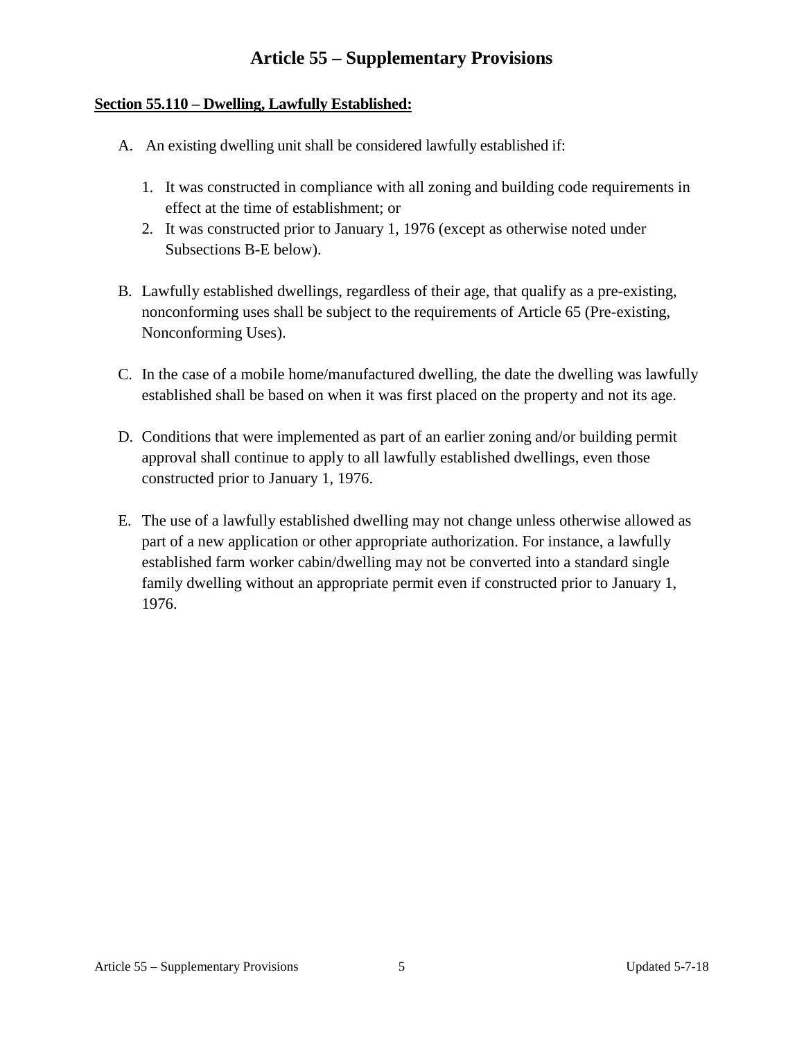# Article 55 – Supplementary Provisions

**Section 55.110 – Dwelling, Lawfully Established:**

A. An existing dwelling unit shall be considered lawfully established if:

   1. It was constructed in compliance with all zoning and building code requirements in effect at the time of establishment; or
   2. It was constructed prior to January 1, 1976 (except as otherwise noted under Subsections B-E below).

B. Lawfully established dwellings, regardless of their age, that qualify as a pre-existing, nonconforming uses shall be subject to the requirements of Article 65 (Pre-existing, Nonconforming Uses).

C. In the case of a mobile home/manufactured dwelling, the date the dwelling was lawfully established shall be based on when it was first placed on the property and not its age.

D. Conditions that were implemented as part of an earlier zoning and/or building permit approval shall continue to apply to all lawfully established dwellings, even those constructed prior to January 1, 1976.

E. The use of a lawfully established dwelling may not change unless otherwise allowed as part of a new application or other appropriate authorization. For instance, a lawfully established farm worker cabin/dwelling may not be converted into a standard single family dwelling without an appropriate permit even if constructed prior to January 1, 1976.